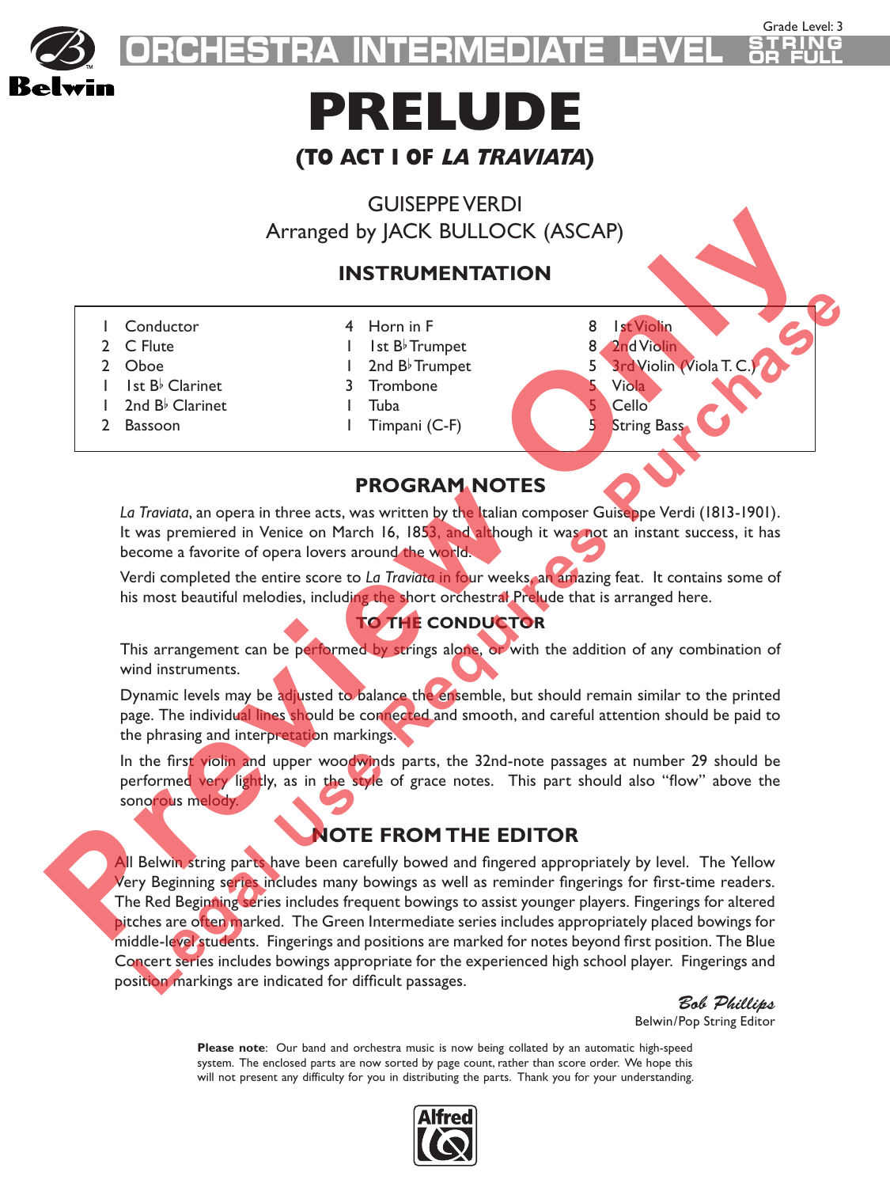Grade Level: 3

# ORCHESTRA INTERMEDIATE LEVEL

STRING OR FULL

# PRELUDE

## (TO ACT I OF *LA TRAVIATA*)

GUISEPPE VERDI
Arranged by JACK BULLOCK (ASCAP)

## INSTRUMENTATION

| | | | | | |
|---|---|---|---|---|---|
| 1 | Conductor | 4 | Horn in F | 8 | 1st Violin |
| 2 | C Flute | 1 | 1st B♭ Trumpet | 8 | 2nd Violin |
| 2 | Oboe | 1 | 2nd B♭ Trumpet | 5 | 3rd Violin (Viola T. C.) |
| 1 | 1st B♭ Clarinet | 3 | Trombone | 5 | Viola |
| 1 | 2nd B♭ Clarinet | 1 | Tuba | 5 | Cello |
| 2 | Bassoon | 1 | Timpani (C-F) | 5 | String Bass |

## PROGRAM NOTES

*La Traviata*, an opera in three acts, was written by the Italian composer Guiseppe Verdi (1813-1901). It was premiered in Venice on March 16, 1853, and although it was not an instant success, it has become a favorite of opera lovers around the world.

Verdi completed the entire score to *La Traviata* in four weeks, an amazing feat. It contains some of his most beautiful melodies, including the short orchestral Prelude that is arranged here.

## TO THE CONDUCTOR

This arrangement can be performed by strings alone, or with the addition of any combination of wind instruments.

Dynamic levels may be adjusted to balance the ensemble, but should remain similar to the printed page. The individual lines should be connected and smooth, and careful attention should be paid to the phrasing and interpretation markings.

In the first violin and upper woodwinds parts, the 32nd-note passages at number 29 should be performed very lightly, as in the style of grace notes. This part should also "flow" above the sonorous melody.

## NOTE FROM THE EDITOR

All Belwin string parts have been carefully bowed and fingered appropriately by level. The Yellow Very Beginning series includes many bowings as well as reminder fingerings for first-time readers. The Red Beginning series includes frequent bowings to assist younger players. Fingerings for altered pitches are often marked. The Green Intermediate series includes appropriately placed bowings for middle-level students. Fingerings and positions are marked for notes beyond first position. The Blue Concert series includes bowings appropriate for the experienced high school player. Fingerings and position markings are indicated for difficult passages.

*Bob Phillips*
Belwin/Pop String Editor

**Please note**: Our band and orchestra music is now being collated by an automatic high-speed system. The enclosed parts are now sorted by page count, rather than score order. We hope this will not present any difficulty for you in distributing the parts. Thank you for your understanding.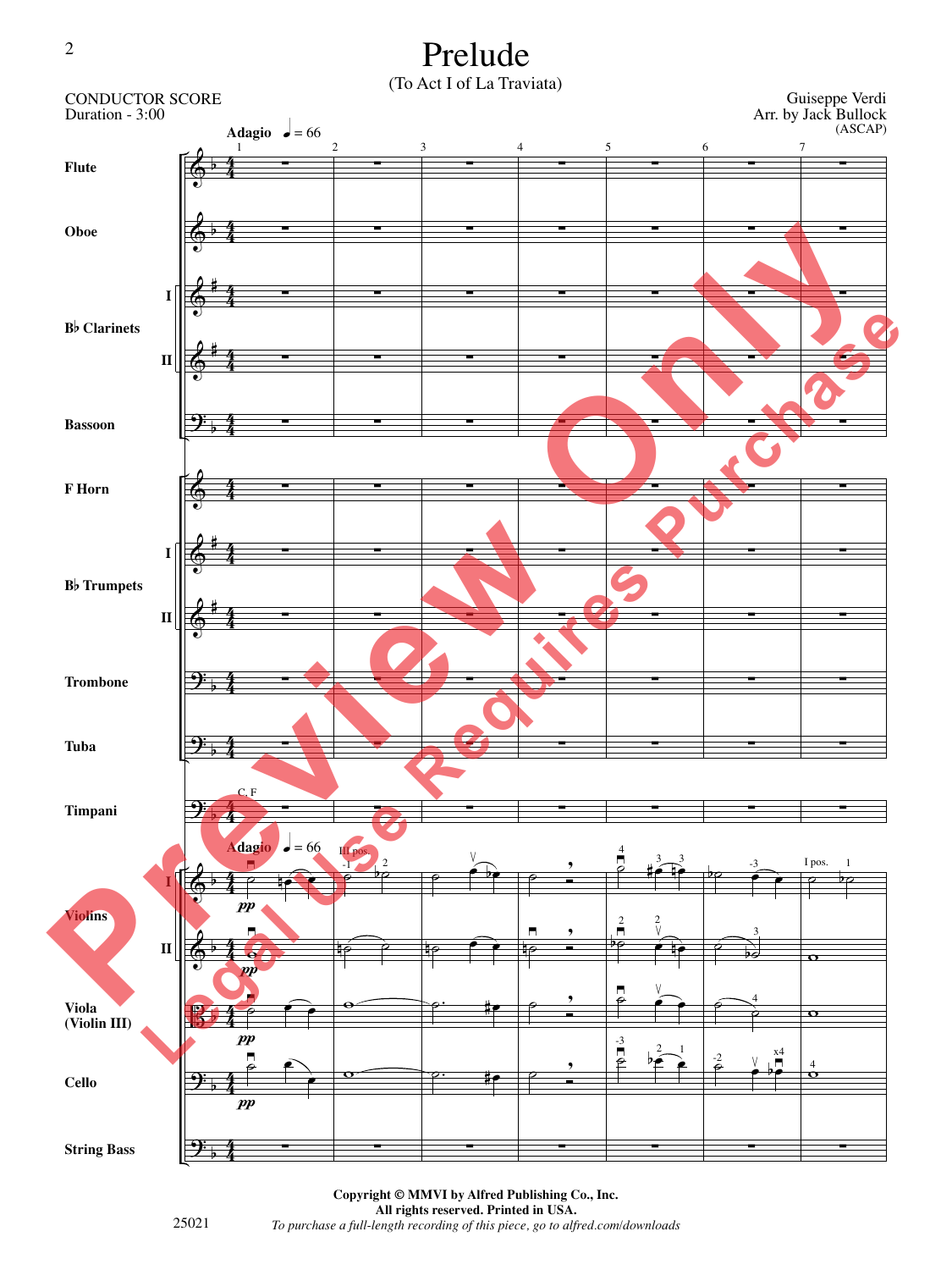# Prelude

(To Act I of La Traviata)

CONDUCTOR SCORE
Duration - 3:00

Guiseppe Verdi
Arr. by Jack Bullock
(ASCAP)

Copyright © MMVI by Alfred Publishing Co., Inc.
All rights reserved. Printed in USA.

25021

*To purchase a full-length recording of this piece, go to alfred.com/downloads*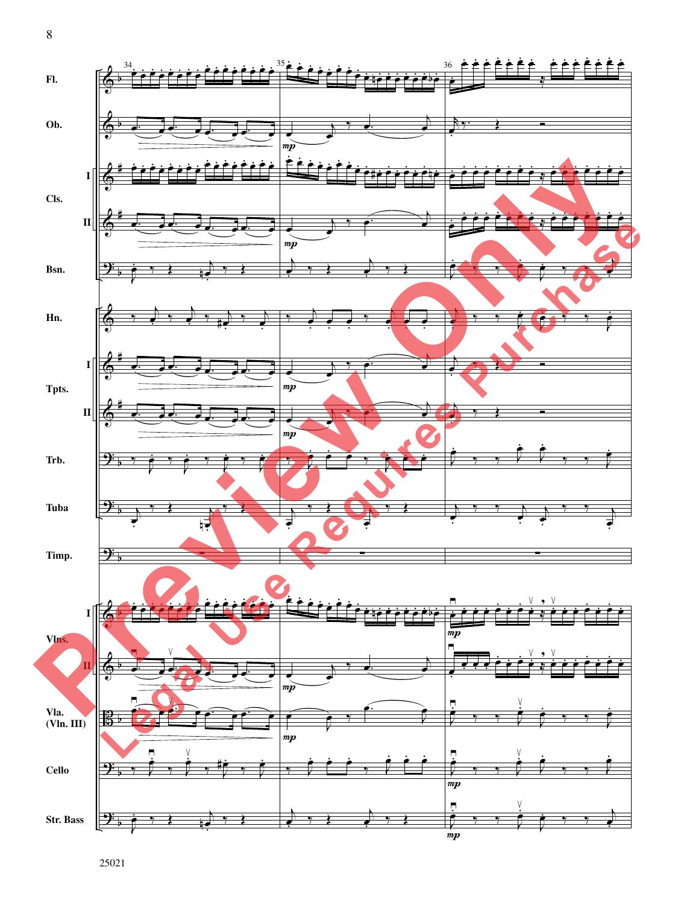Fl.

Ob.

Cls. I

Cls. II

Bsn.

Hn.

Tpts. I

Tpts. II

Trb.

Tuba

Timp.

Vlns. I

Vlns. II

Vla. (Vln. III)

Cello

Str. Bass

25021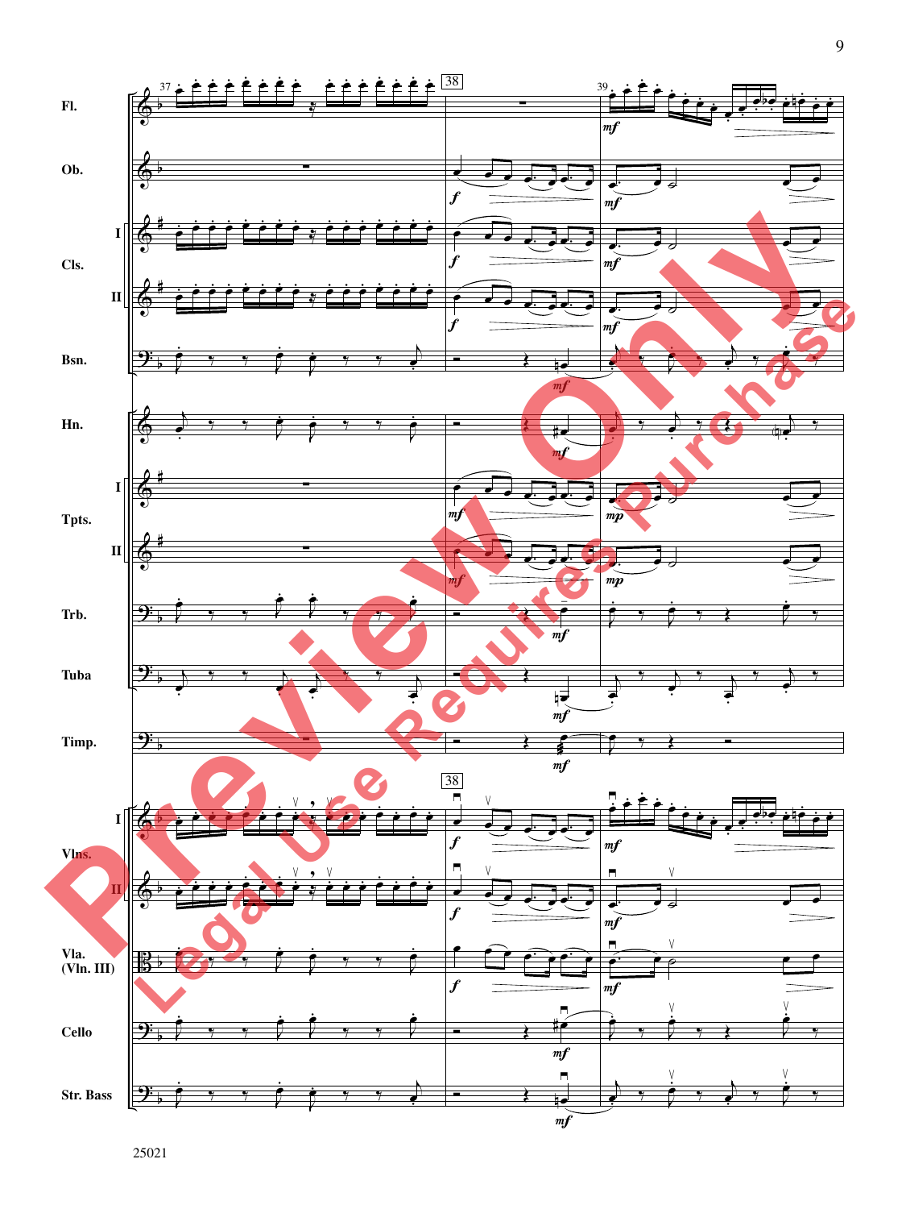Fl.

Ob.

Cls. I II

Bsn.

Hn.

Tpts. I II

Trb.

Tuba

Timp.

Vlns. I II

Vla. (Vln. III)

Cello

Str. Bass

Preview Only

Legal Use Requires Purchase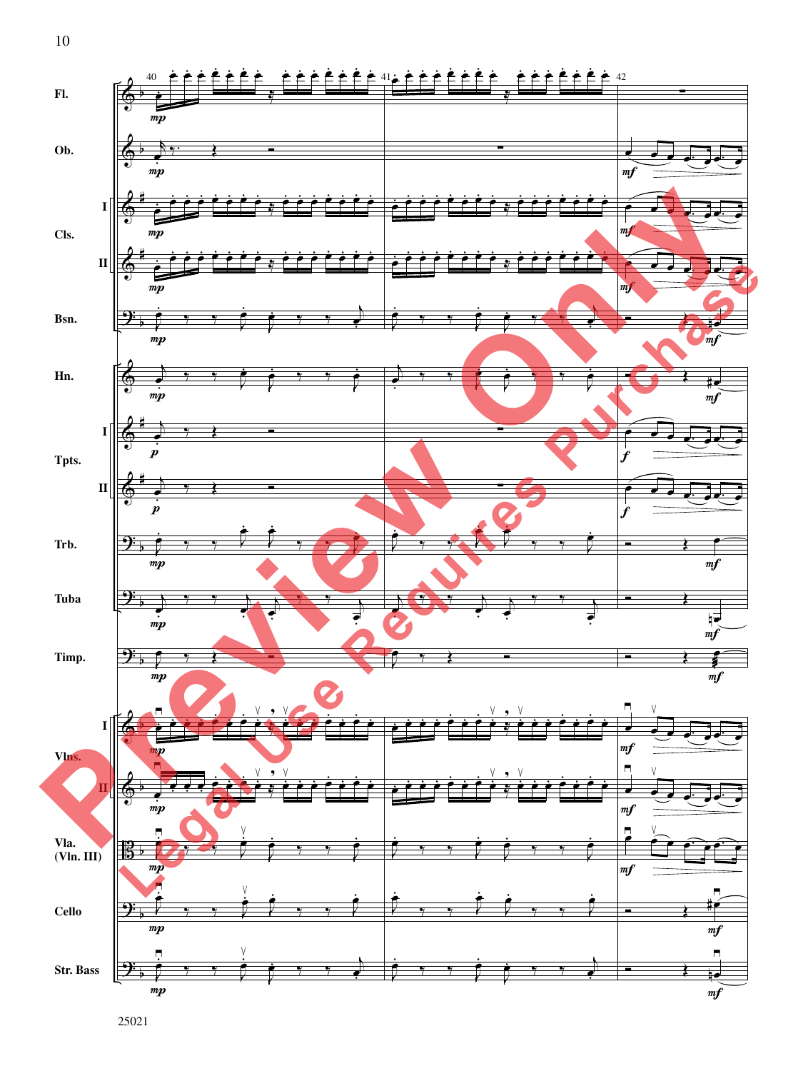Fl.

Ob.

Cls. I

Cls. II

Bsn.

Hn.

Tpts. I

Tpts. II

Trb.

Tuba

Timp.

Vlns. I

Vlns. II

Vla. (Vln. III)

Cello

Str. Bass

Preview Only

Legal Use Requires Purchase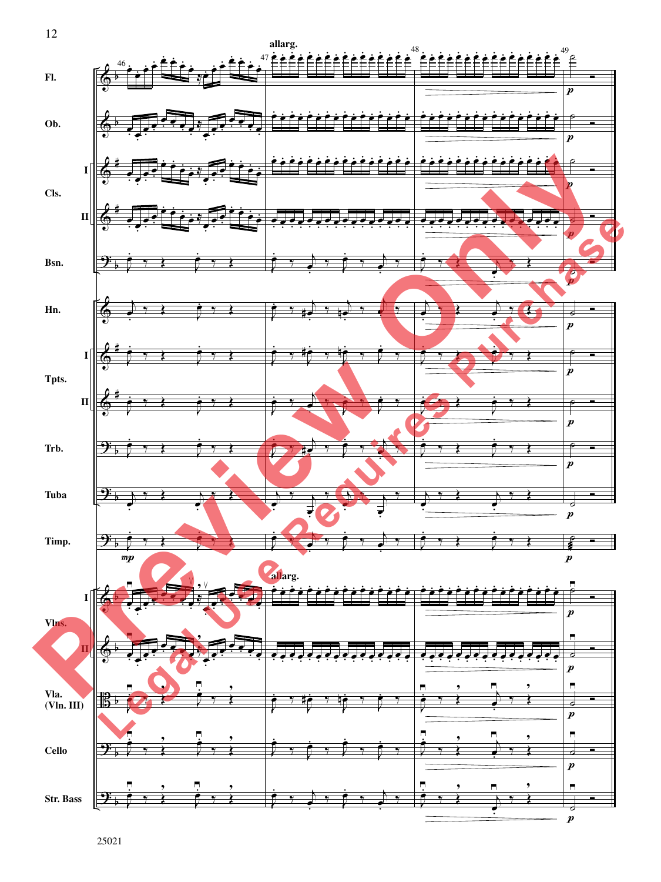allarg.

Fl.

Ob.

Cls. I

Cls. II

Bsn.

Hn.

Tpts. I

Tpts. II

Trb.

Tuba

Timp.

allarg.

Vlns. I

Vlns. II

Vla. (Vln. III)

Cello

Str. Bass

Preview Only

Legal Use Requires Purchase

25021